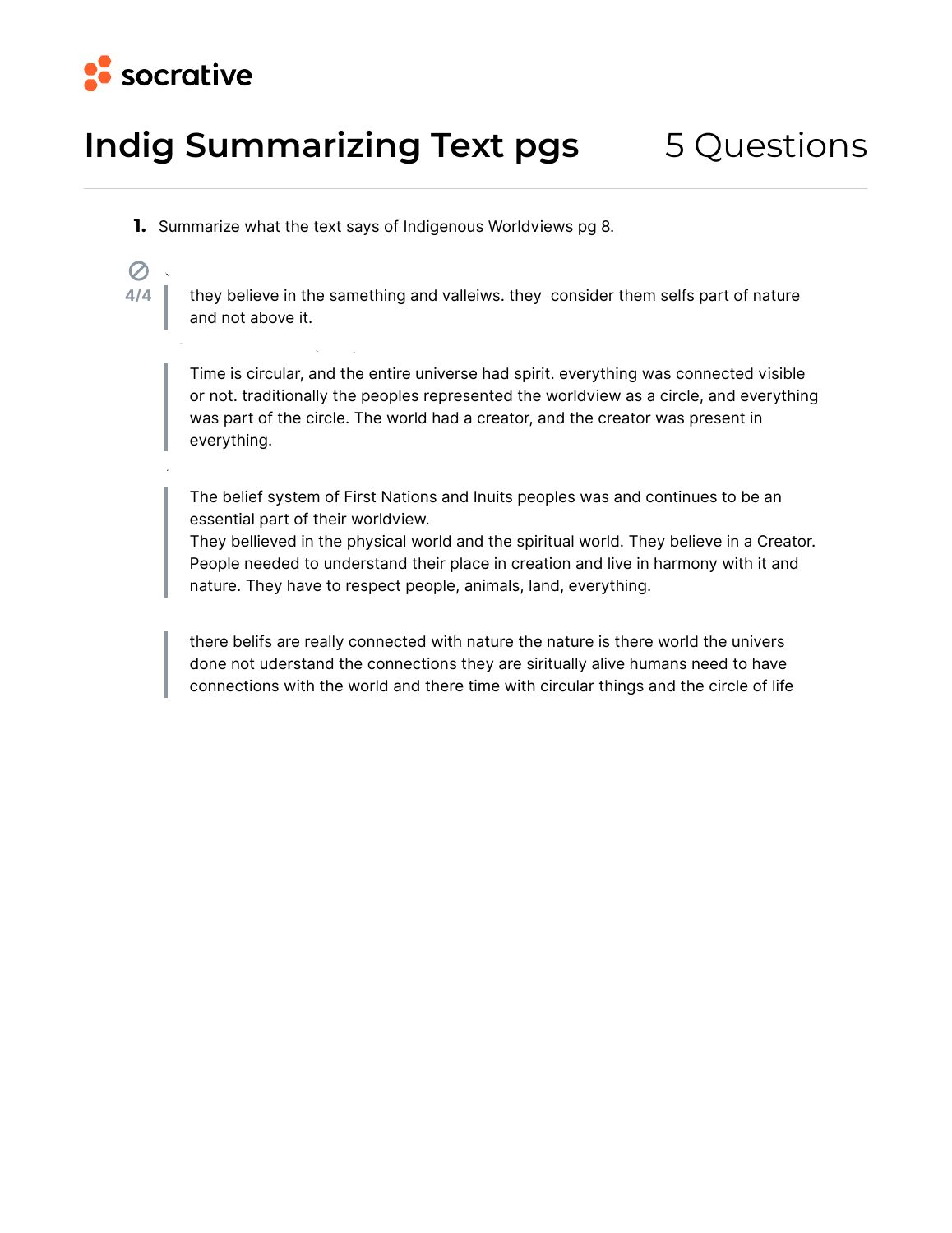socrative

# Indig Summarizing Text pgs

5 Questions

**1.** Summarize what the text says of Indigenous Worldviews pg 8.

4/4

> they believe in the samething and valleiws. they  consider them selfs part of nature and not above it.

> Time is circular, and the entire universe had spirit. everything was connected visible or not. traditionally the peoples represented the worldview as a circle, and everything was part of the circle. The world had a creator, and the creator was present in everything.

> The belief system of First Nations and Inuits peoples was and continues to be an essential part of their worldview.
> They bellieved in the physical world and the spiritual world. They believe in a Creator. People needed to understand their place in creation and live in harmony with it and nature. They have to respect people, animals, land, everything.

> there belifs are really connected with nature the nature is there world the univers done not uderstand the connections they are siritually alive humans need to have connections with the world and there time with circular things and the circle of life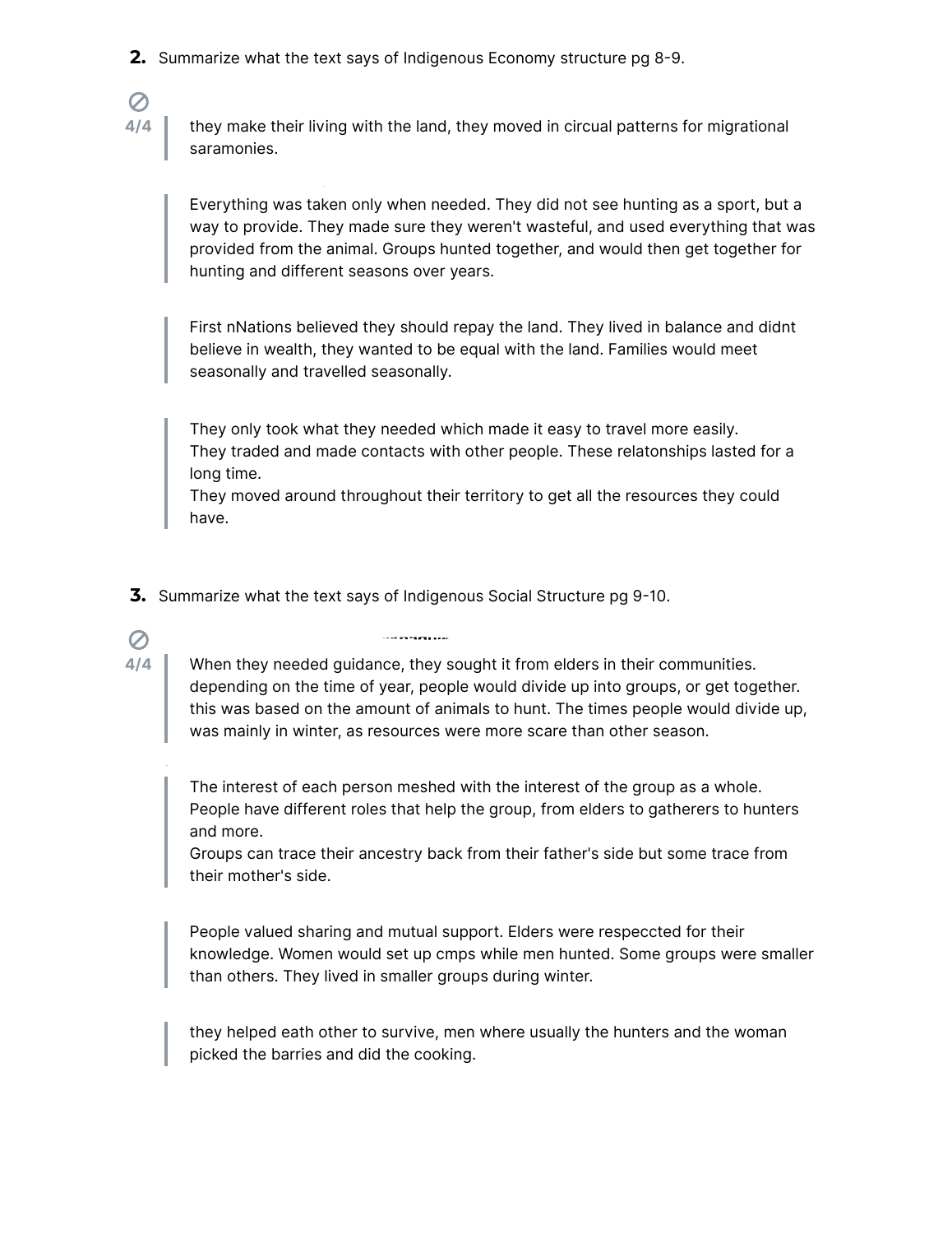**2.** Summarize what the text says of Indigenous Economy structure pg 8-9.

⊘
4/4

> they make their living with the land, they moved in circual patterns for migrational saramonies.

> Everything was taken only when needed. They did not see hunting as a sport, but a way to provide. They made sure they weren't wasteful, and used everything that was provided from the animal. Groups hunted together, and would then get together for hunting and different seasons over years.

> First nNations believed they should repay the land. They lived in balance and didnt believe in wealth, they wanted to be equal with the land. Families would meet seasonally and travelled seasonally.

> They only took what they needed which made it easy to travel more easily.
> They traded and made contacts with other people. These relatonships lasted for a long time.
> They moved around throughout their territory to get all the resources they could have.

**3.** Summarize what the text says of Indigenous Social Structure pg 9-10.

⊘
4/4

> When they needed guidance, they sought it from elders in their communities. depending on the time of year, people would divide up into groups, or get together. this was based on the amount of animals to hunt. The times people would divide up, was mainly in winter, as resources were more scare than other season.

> The interest of each person meshed with the interest of the group as a whole.
> People have different roles that help the group, from elders to gatherers to hunters and more.
> Groups can trace their ancestry back from their father's side but some trace from their mother's side.

> People valued sharing and mutual support. Elders were respeccted for their knowledge. Women would set up cmps while men hunted. Some groups were smaller than others. They lived in smaller groups during winter.

> they helped eath other to survive, men where usually the hunters and the woman picked the barries and did the cooking.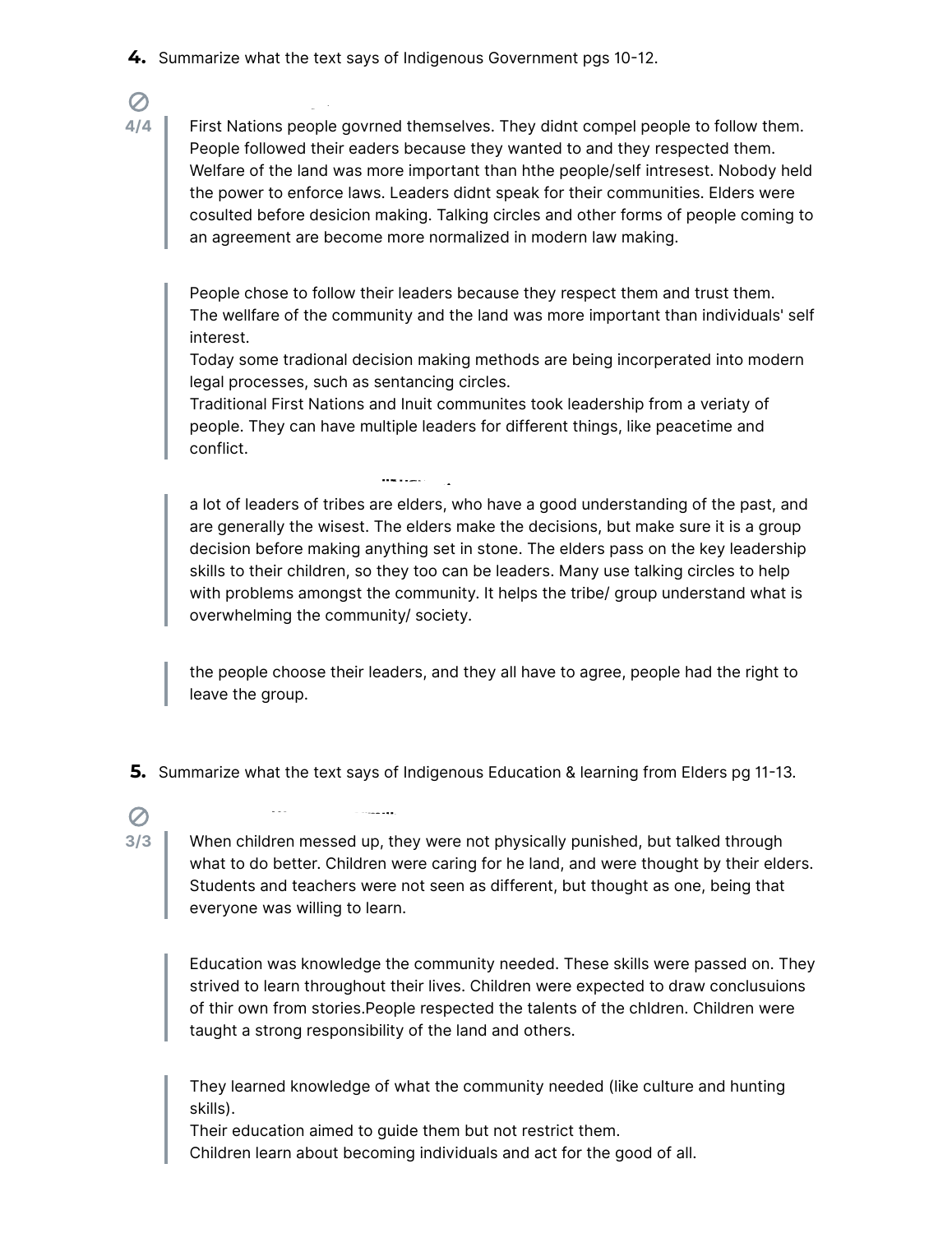**4.** Summarize what the text says of Indigenous Government pgs 10-12.

4/4

> First Nations people govrned themselves. They didnt compel people to follow them. People followed their eaders because they wanted to and they respected them. Welfare of the land was more important than hthe people/self intresest. Nobody held the power to enforce laws. Leaders didnt speak for their communities. Elders were cosulted before desicion making. Talking circles and other forms of people coming to an agreement are become more normalized in modern law making.

> People chose to follow their leaders because they respect them and trust them.
> The wellfare of the community and the land was more important than individuals' self interest.
> Today some tradional decision making methods are being incorperated into modern legal processes, such as sentancing circles.
> Traditional First Nations and Inuit communites took leadership from a veriaty of people. They can have multiple leaders for different things, like peacetime and conflict.

> a lot of leaders of tribes are elders, who have a good understanding of the past, and are generally the wisest. The elders make the decisions, but make sure it is a group decision before making anything set in stone. The elders pass on the key leadership skills to their children, so they too can be leaders. Many use talking circles to help with problems amongst the community. It helps the tribe/ group understand what is overwhelming the community/ society.

> the people choose their leaders, and they all have to agree, people had the right to leave the group.

**5.** Summarize what the text says of Indigenous Education & learning from Elders pg 11-13.

3/3

> When children messed up, they were not physically punished, but talked through what to do better. Children were caring for he land, and were thought by their elders. Students and teachers were not seen as different, but thought as one, being that everyone was willing to learn.

> Education was knowledge the community needed. These skills were passed on. They strived to learn throughout their lives. Children were expected to draw conclusuions of thir own from stories.People respected the talents of the chldren. Children were taught a strong responsibility of the land and others.

> They learned knowledge of what the community needed (like culture and hunting skills).
> Their education aimed to guide them but not restrict them.
> Children learn about becoming individuals and act for the good of all.